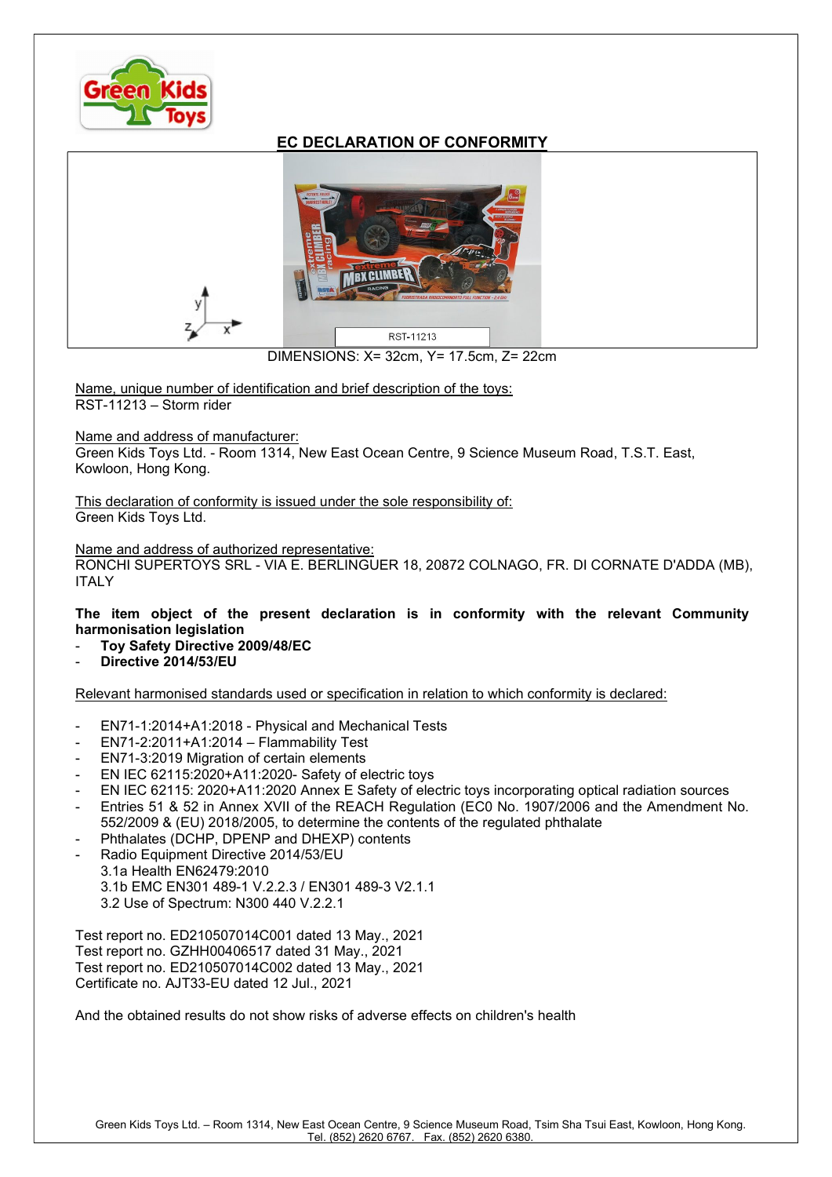## EC DECLARATION OF CONFORMITY

RST-11213

DIMENSIONS: X= 32cm, Y= 17.5cm, Z= 22cm

Name, unique number of identification and brief description of the toys:
RST-11213 – Storm rider

Name and address of manufacturer:
Green Kids Toys Ltd. - Room 1314, New East Ocean Centre, 9 Science Museum Road, T.S.T. East, Kowloon, Hong Kong.

This declaration of conformity is issued under the sole responsibility of:
Green Kids Toys Ltd.

Name and address of authorized representative:
RONCHI SUPERTOYS SRL - VIA E. BERLINGUER 18, 20872 COLNAGO, FR. DI CORNATE D'ADDA (MB), ITALY

**The item object of the present declaration is in conformity with the relevant Community harmonisation legislation**

- **Toy Safety Directive 2009/48/EC**
- **Directive 2014/53/EU**

Relevant harmonised standards used or specification in relation to which conformity is declared:

- EN71-1:2014+A1:2018 - Physical and Mechanical Tests
- EN71-2:2011+A1:2014 – Flammability Test
- EN71-3:2019 Migration of certain elements
- EN IEC 62115:2020+A11:2020- Safety of electric toys
- EN IEC 62115: 2020+A11:2020 Annex E Safety of electric toys incorporating optical radiation sources
- Entries 51 & 52 in Annex XVII of the REACH Regulation (EC0 No. 1907/2006 and the Amendment No. 552/2009 & (EU) 2018/2005, to determine the contents of the regulated phthalate
- Phthalates (DCHP, DPENP and DHEXP) contents
- Radio Equipment Directive 2014/53/EU
  3.1a Health EN62479:2010
  3.1b EMC EN301 489-1 V.2.2.3 / EN301 489-3 V2.1.1
  3.2 Use of Spectrum: N300 440 V.2.2.1

Test report no. ED210507014C001 dated 13 May., 2021
Test report no. GZHH00406517 dated 31 May., 2021
Test report no. ED210507014C002 dated 13 May., 2021
Certificate no. AJT33-EU dated 12 Jul., 2021

And the obtained results do not show risks of adverse effects on children's health

Green Kids Toys Ltd. – Room 1314, New East Ocean Centre, 9 Science Museum Road, Tsim Sha Tsui East, Kowloon, Hong Kong.
Tel. (852) 2620 6767. Fax. (852) 2620 6380.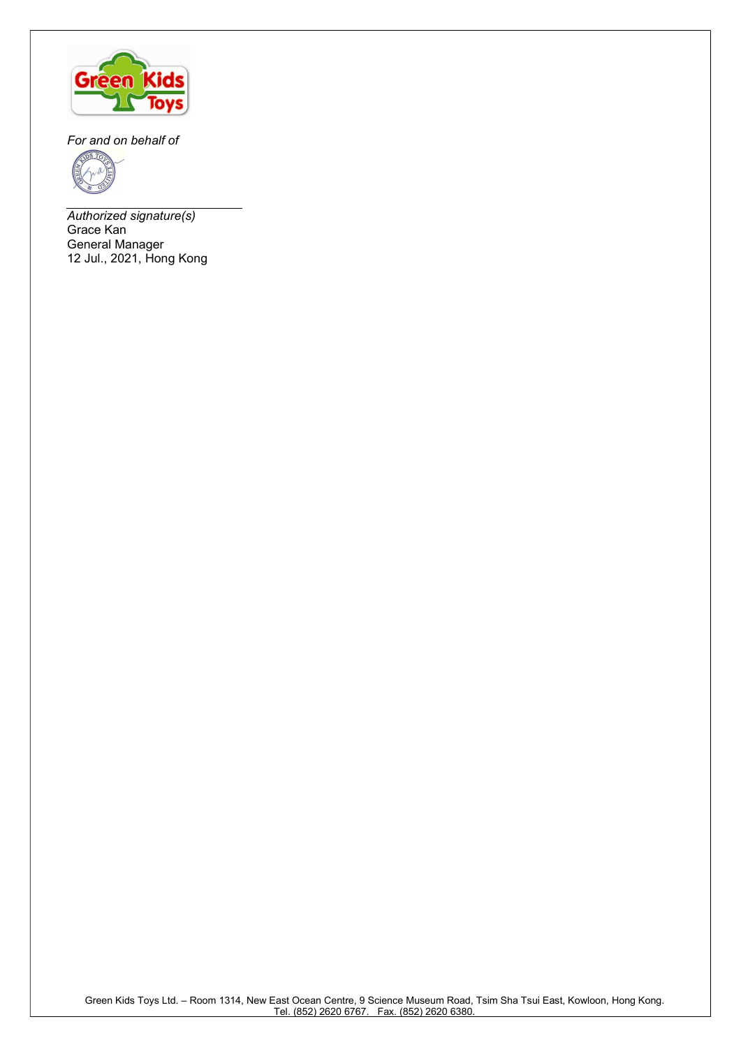*For and on behalf of*

*Authorized signature(s)*
Grace Kan
General Manager
12 Jul., 2021, Hong Kong

Green Kids Toys Ltd. – Room 1314, New East Ocean Centre, 9 Science Museum Road, Tsim Sha Tsui East, Kowloon, Hong Kong.
Tel. (852) 2620 6767. Fax. (852) 2620 6380.